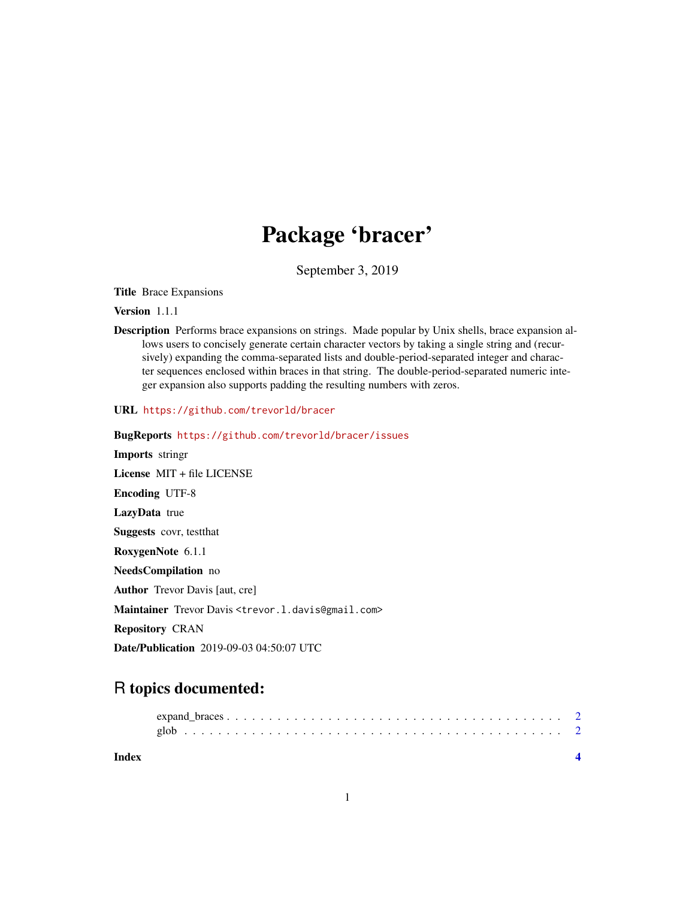# Package 'bracer'

September 3, 2019

**Title** Brace Expansions

**Version** 1.1.1

**Description** Performs brace expansions on strings. Made popular by Unix shells, brace expansion allows users to concisely generate certain character vectors by taking a single string and (recursively) expanding the comma-separated lists and double-period-separated integer and character sequences enclosed within braces in that string. The double-period-separated numeric integer expansion also supports padding the resulting numbers with zeros.

**URL** https://github.com/trevorld/bracer

**BugReports** https://github.com/trevorld/bracer/issues

**Imports** stringr

**License** MIT + file LICENSE

**Encoding** UTF-8

**LazyData** true

**Suggests** covr, testthat

**RoxygenNote** 6.1.1

**NeedsCompilation** no

**Author** Trevor Davis [aut, cre]

**Maintainer** Trevor Davis <trevor.l.davis@gmail.com>

**Repository** CRAN

**Date/Publication** 2019-09-03 04:50:07 UTC

## R topics documented:

expand_braces . . . . . . . . . . . . . . . . . . . . . . . . . . . . . . . . . . . . . . 2
glob . . . . . . . . . . . . . . . . . . . . . . . . . . . . . . . . . . . . . . . . . . . 2

**Index** **4**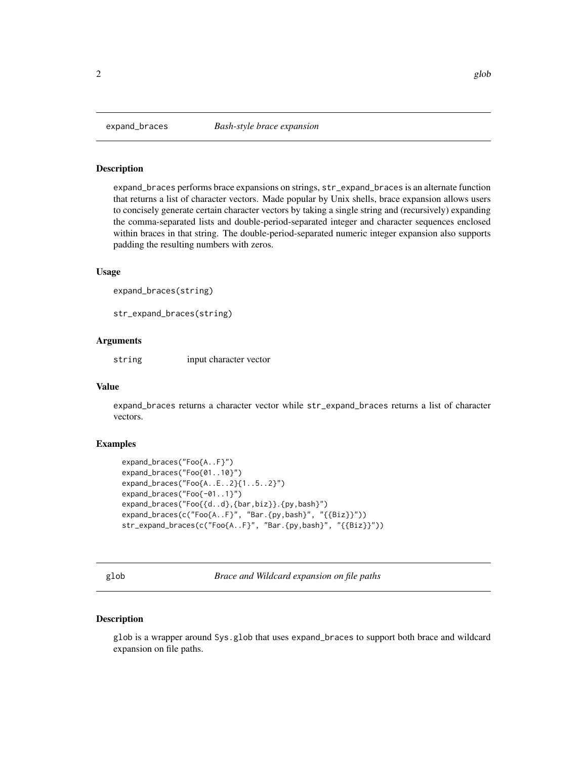## expand_braces — *Bash-style brace expansion*

### Description

expand_braces performs brace expansions on strings, str_expand_braces is an alternate function that returns a list of character vectors. Made popular by Unix shells, brace expansion allows users to concisely generate certain character vectors by taking a single string and (recursively) expanding the comma-separated lists and double-period-separated integer and character sequences enclosed within braces in that string. The double-period-separated numeric integer expansion also supports padding the resulting numbers with zeros.

### Usage

```
expand_braces(string)

str_expand_braces(string)
```

### Arguments

| | |
|---|---|
| string | input character vector |

### Value

expand_braces returns a character vector while str_expand_braces returns a list of character vectors.

### Examples

```
expand_braces("Foo{A..F}")
expand_braces("Foo{01..10}")
expand_braces("Foo{A..E..2}{1..5..2}")
expand_braces("Foo{-01..1}")
expand_braces("Foo{{d..d},{bar,biz}}.{py,bash}")
expand_braces(c("Foo{A..F}", "Bar.{py,bash}", "{{Biz}}"))
str_expand_braces(c("Foo{A..F}", "Bar.{py,bash}", "{{Biz}}"))
```

## glob — *Brace and Wildcard expansion on file paths*

### Description

glob is a wrapper around Sys.glob that uses expand_braces to support both brace and wildcard expansion on file paths.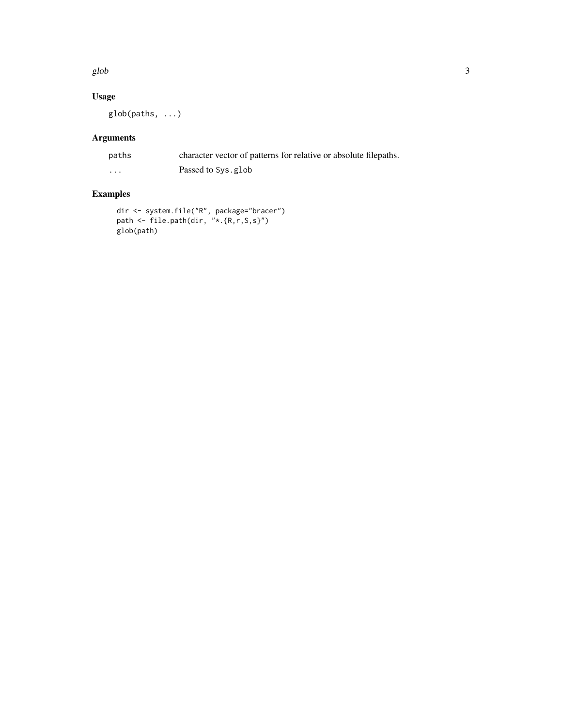## Usage

```
glob(paths, ...)
```

## Arguments

| | |
|---|---|
| paths | character vector of patterns for relative or absolute filepaths. |
| ... | Passed to Sys.glob |

## Examples

```
dir <- system.file("R", package="bracer")
path <- file.path(dir, "*.{R,r,S,s}")
glob(path)
```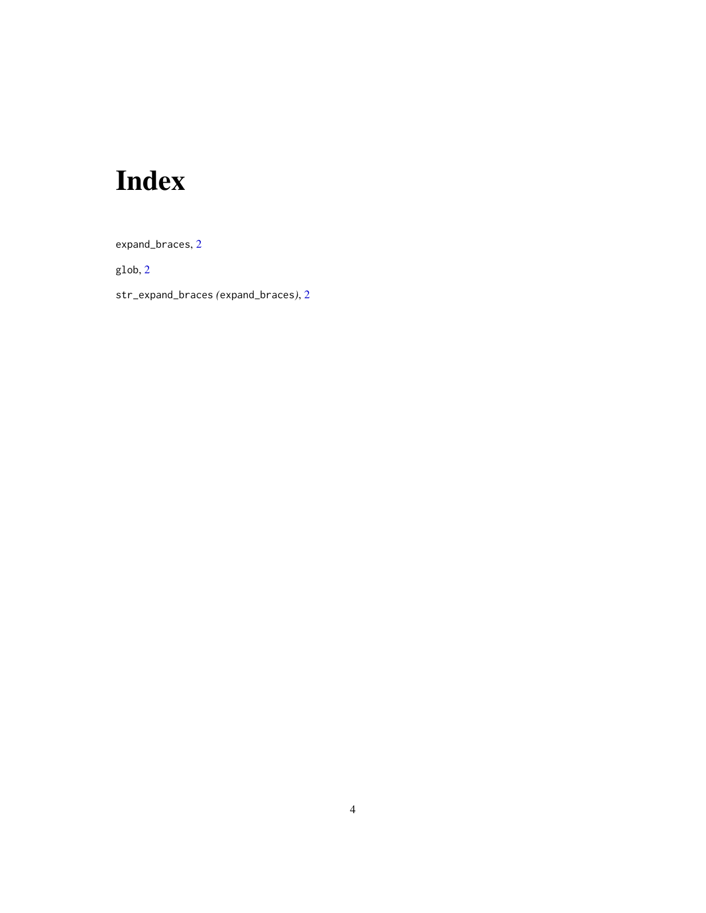# Index

expand_braces, 2

glob, 2

str_expand_braces (expand_braces), 2